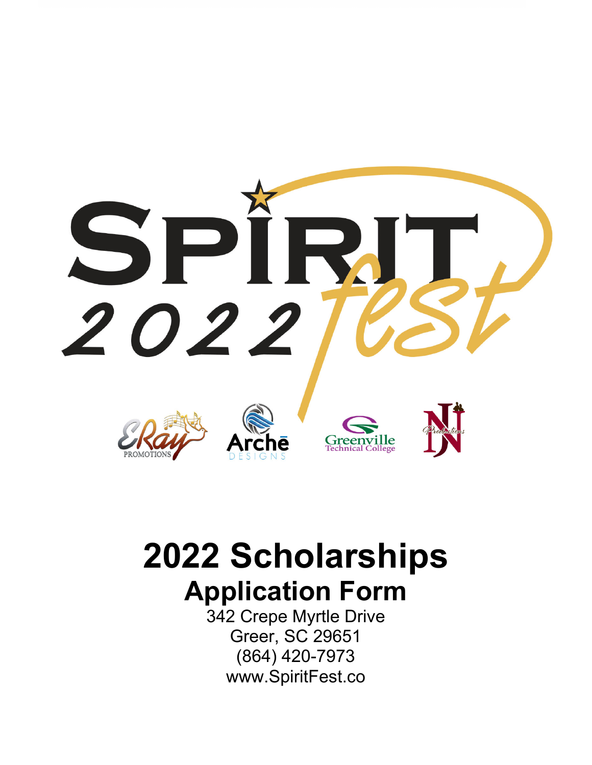# SPIRIT 2022 fest

# 2022 Scholarships

## Application Form

342 Crepe Myrtle Drive
Greer, SC 29651
(864) 420-7973
www.SpiritFest.co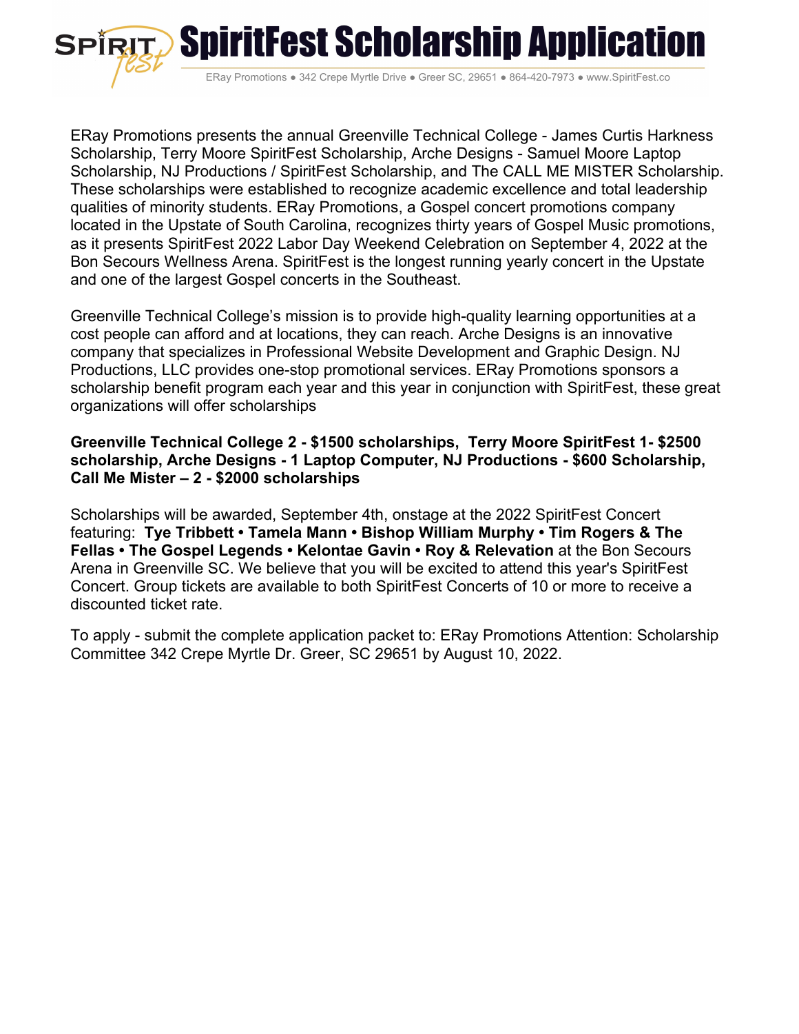# SpiritFest Scholarship Application

ERay Promotions ● 342 Crepe Myrtle Drive ● Greer SC, 29651 ● 864-420-7973 ● www.SpiritFest.co

ERay Promotions presents the annual Greenville Technical College - James Curtis Harkness Scholarship, Terry Moore SpiritFest Scholarship, Arche Designs - Samuel Moore Laptop Scholarship, NJ Productions / SpiritFest Scholarship, and The CALL ME MISTER Scholarship. These scholarships were established to recognize academic excellence and total leadership qualities of minority students. ERay Promotions, a Gospel concert promotions company located in the Upstate of South Carolina, recognizes thirty years of Gospel Music promotions, as it presents SpiritFest 2022 Labor Day Weekend Celebration on September 4, 2022 at the Bon Secours Wellness Arena. SpiritFest is the longest running yearly concert in the Upstate and one of the largest Gospel concerts in the Southeast.

Greenville Technical College's mission is to provide high-quality learning opportunities at a cost people can afford and at locations, they can reach. Arche Designs is an innovative company that specializes in Professional Website Development and Graphic Design. NJ Productions, LLC provides one-stop promotional services. ERay Promotions sponsors a scholarship benefit program each year and this year in conjunction with SpiritFest, these great organizations will offer scholarships

**Greenville Technical College 2 - $1500 scholarships, Terry Moore SpiritFest 1- $2500 scholarship, Arche Designs - 1 Laptop Computer, NJ Productions - $600 Scholarship, Call Me Mister – 2 - $2000 scholarships**

Scholarships will be awarded, September 4th, onstage at the 2022 SpiritFest Concert featuring: **Tye Tribbett • Tamela Mann • Bishop William Murphy • Tim Rogers & The Fellas • The Gospel Legends • Kelontae Gavin • Roy & Relevation** at the Bon Secours Arena in Greenville SC. We believe that you will be excited to attend this year's SpiritFest Concert. Group tickets are available to both SpiritFest Concerts of 10 or more to receive a discounted ticket rate.

To apply - submit the complete application packet to: ERay Promotions Attention: Scholarship Committee 342 Crepe Myrtle Dr. Greer, SC 29651 by August 10, 2022.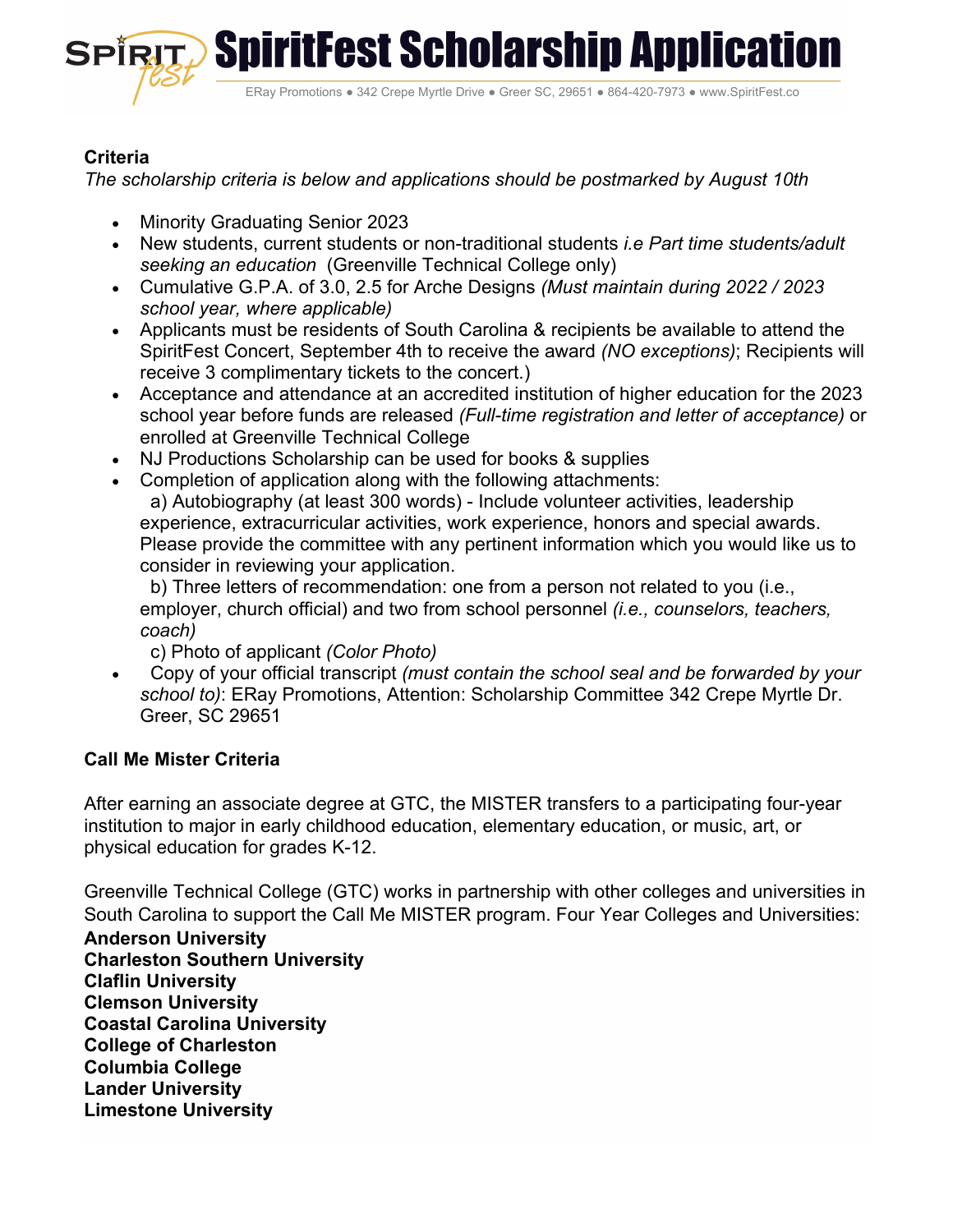# SpiritFest Scholarship Application

ERay Promotions ● 342 Crepe Myrtle Drive ● Greer SC, 29651 ● 864-420-7973 ● www.SpiritFest.co

**Criteria**

*The scholarship criteria is below and applications should be postmarked by August 10th*

- Minority Graduating Senior 2023
- New students, current students or non-traditional students *i.e Part time students/adult seeking an education* (Greenville Technical College only)
- Cumulative G.P.A. of 3.0, 2.5 for Arche Designs *(Must maintain during 2022 / 2023 school year, where applicable)*
- Applicants must be residents of South Carolina & recipients be available to attend the SpiritFest Concert, September 4th to receive the award *(NO exceptions)*; Recipients will receive 3 complimentary tickets to the concert.)
- Acceptance and attendance at an accredited institution of higher education for the 2023 school year before funds are released *(Full-time registration and letter of acceptance)* or enrolled at Greenville Technical College
- NJ Productions Scholarship can be used for books & supplies
- Completion of application along with the following attachments:
  a) Autobiography (at least 300 words) - Include volunteer activities, leadership experience, extracurricular activities, work experience, honors and special awards. Please provide the committee with any pertinent information which you would like us to consider in reviewing your application.
  b) Three letters of recommendation: one from a person not related to you (i.e., employer, church official) and two from school personnel *(i.e., counselors, teachers, coach)*
  c) Photo of applicant *(Color Photo)*
- Copy of your official transcript *(must contain the school seal and be forwarded by your school to)*: ERay Promotions, Attention: Scholarship Committee 342 Crepe Myrtle Dr. Greer, SC 29651

**Call Me Mister Criteria**

After earning an associate degree at GTC, the MISTER transfers to a participating four-year institution to major in early childhood education, elementary education, or music, art, or physical education for grades K-12.

Greenville Technical College (GTC) works in partnership with other colleges and universities in South Carolina to support the Call Me MISTER program. Four Year Colleges and Universities:

**Anderson University**
**Charleston Southern University**
**Claflin University**
**Clemson University**
**Coastal Carolina University**
**College of Charleston**
**Columbia College**
**Lander University**
**Limestone University**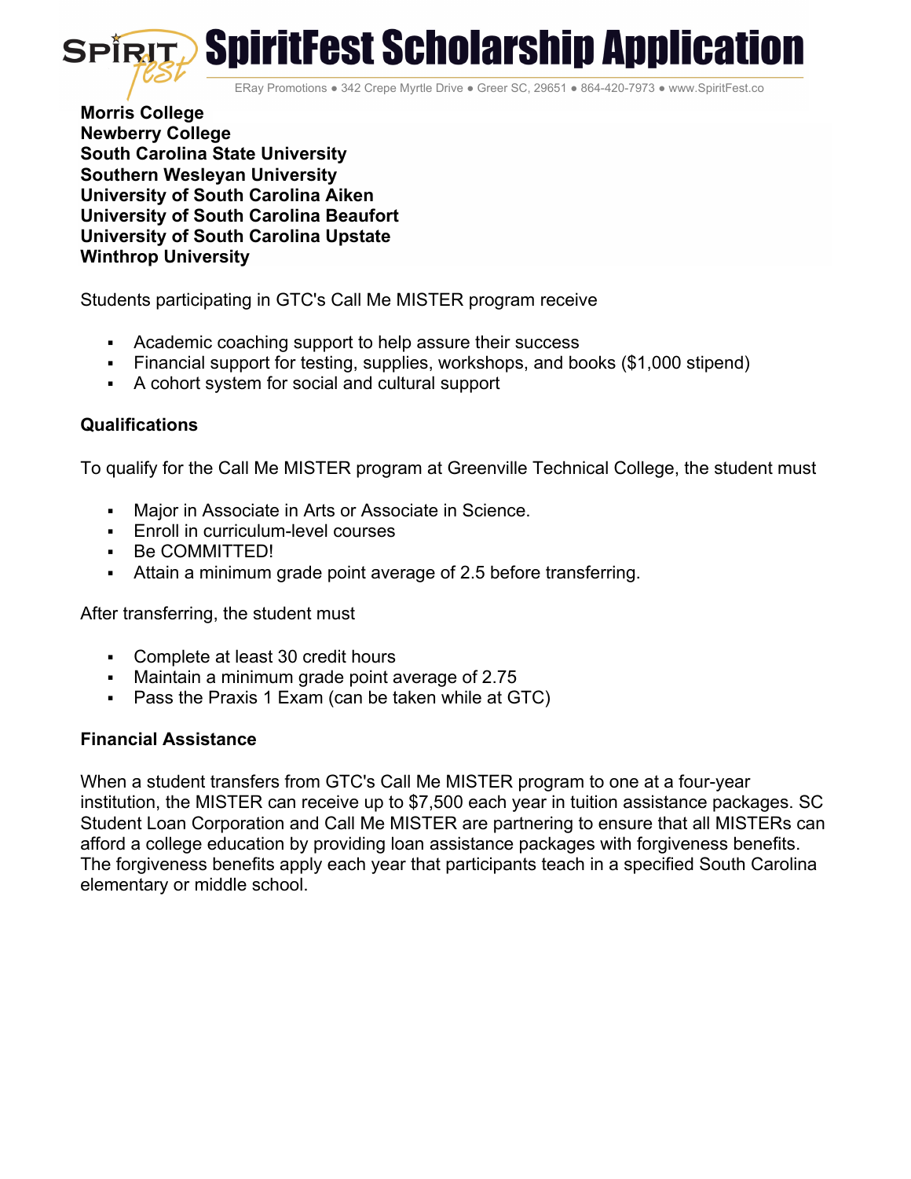**Morris College**
**Newberry College**
**South Carolina State University**
**Southern Wesleyan University**
**University of South Carolina Aiken**
**University of South Carolina Beaufort**
**University of South Carolina Upstate**
**Winthrop University**

Students participating in GTC's Call Me MISTER program receive

- Academic coaching support to help assure their success
- Financial support for testing, supplies, workshops, and books ($1,000 stipend)
- A cohort system for social and cultural support

**Qualifications**

To qualify for the Call Me MISTER program at Greenville Technical College, the student must

- Major in Associate in Arts or Associate in Science.
- Enroll in curriculum-level courses
- Be COMMITTED!
- Attain a minimum grade point average of 2.5 before transferring.

After transferring, the student must

- Complete at least 30 credit hours
- Maintain a minimum grade point average of 2.75
- Pass the Praxis 1 Exam (can be taken while at GTC)

**Financial Assistance**

When a student transfers from GTC's Call Me MISTER program to one at a four-year institution, the MISTER can receive up to $7,500 each year in tuition assistance packages. SC Student Loan Corporation and Call Me MISTER are partnering to ensure that all MISTERs can afford a college education by providing loan assistance packages with forgiveness benefits. The forgiveness benefits apply each year that participants teach in a specified South Carolina elementary or middle school.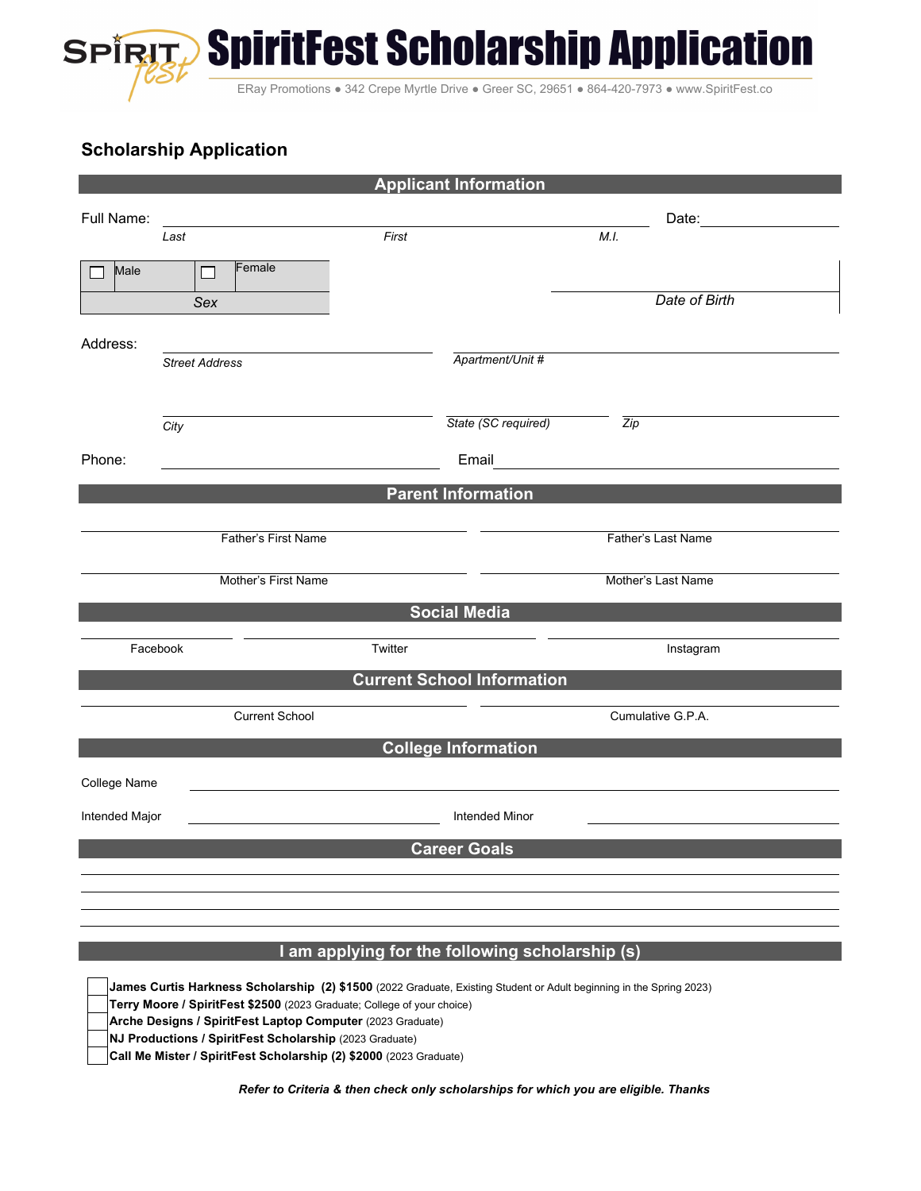# SpiritFest Scholarship Application

ERay Promotions ● 342 Crepe Myrtle Drive ● Greer SC, 29651 ● 864-420-7973 ● www.SpiritFest.co

## Scholarship Application

### Applicant Information

Full Name: ______________________________________________ Date: ______________

*Last* *First* *M.I.*

| ☐ Male | ☐ Female |
|---|---|
| *Sex* | |

______________________
*Date of Birth*

Address: ______________________ ______________________
*Street Address* *Apartment/Unit #*

______________________ ______________ ______________
*City* *State (SC required)* *Zip*

Phone: ______________________ Email ______________________

### Parent Information

______________________ ______________________
Father's First Name Father's Last Name

______________________ ______________________
Mother's First Name Mother's Last Name

### Social Media

______________ ______________ ______________
Facebook Twitter Instagram

### Current School Information

______________________ ______________________
Current School Cumulative G.P.A.

### College Information

College Name ______________________________________________

Intended Major ______________________ Intended Minor ______________________

### Career Goals

______________________________________________

______________________________________________

______________________________________________

______________________________________________

### I am applying for the following scholarship (s)

- ☐ **James Curtis Harkness Scholarship (2) $1500** (2022 Graduate, Existing Student or Adult beginning in the Spring 2023)
- ☐ **Terry Moore / SpiritFest $2500** (2023 Graduate; College of your choice)
- ☐ **Arche Designs / SpiritFest Laptop Computer** (2023 Graduate)
- ☐ **NJ Productions / SpiritFest Scholarship** (2023 Graduate)
- ☐ **Call Me Mister / SpiritFest Scholarship (2) $2000** (2023 Graduate)

***Refer to Criteria & then check only scholarships for which you are eligible. Thanks***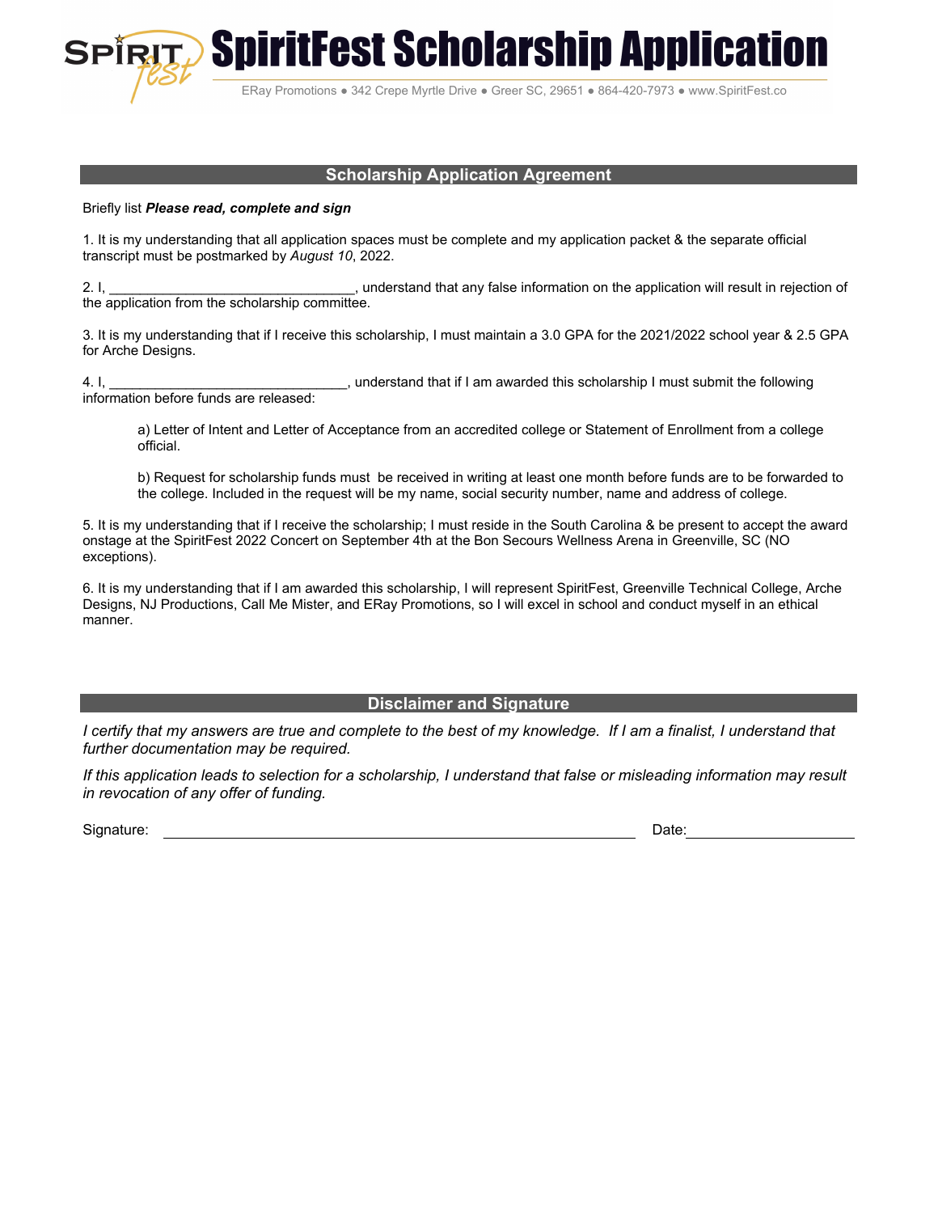# SpiritFest Scholarship Application

ERay Promotions ● 342 Crepe Myrtle Drive ● Greer SC, 29651 ● 864-420-7973 ● www.SpiritFest.co

## Scholarship Application Agreement

Briefly list ***Please read, complete and sign***

1. It is my understanding that all application spaces must be complete and my application packet & the separate official transcript must be postmarked by *August 10*, 2022.

2. I, ________________________________, understand that any false information on the application will result in rejection of the application from the scholarship committee.

3. It is my understanding that if I receive this scholarship, I must maintain a 3.0 GPA for the 2021/2022 school year & 2.5 GPA for Arche Designs.

4. I, ________________________________, understand that if I am awarded this scholarship I must submit the following information before funds are released:

   a) Letter of Intent and Letter of Acceptance from an accredited college or Statement of Enrollment from a college official.

   b) Request for scholarship funds must be received in writing at least one month before funds are to be forwarded to the college. Included in the request will be my name, social security number, name and address of college.

5. It is my understanding that if I receive the scholarship; I must reside in the South Carolina & be present to accept the award onstage at the SpiritFest 2022 Concert on September 4th at the Bon Secours Wellness Arena in Greenville, SC (NO exceptions).

6. It is my understanding that if I am awarded this scholarship, I will represent SpiritFest, Greenville Technical College, Arche Designs, NJ Productions, Call Me Mister, and ERay Promotions, so I will excel in school and conduct myself in an ethical manner.

## Disclaimer and Signature

*I certify that my answers are true and complete to the best of my knowledge. If I am a finalist, I understand that further documentation may be required.*

*If this application leads to selection for a scholarship, I understand that false or misleading information may result in revocation of any offer of funding.*

Signature: ______________________________________________ Date: ____________________